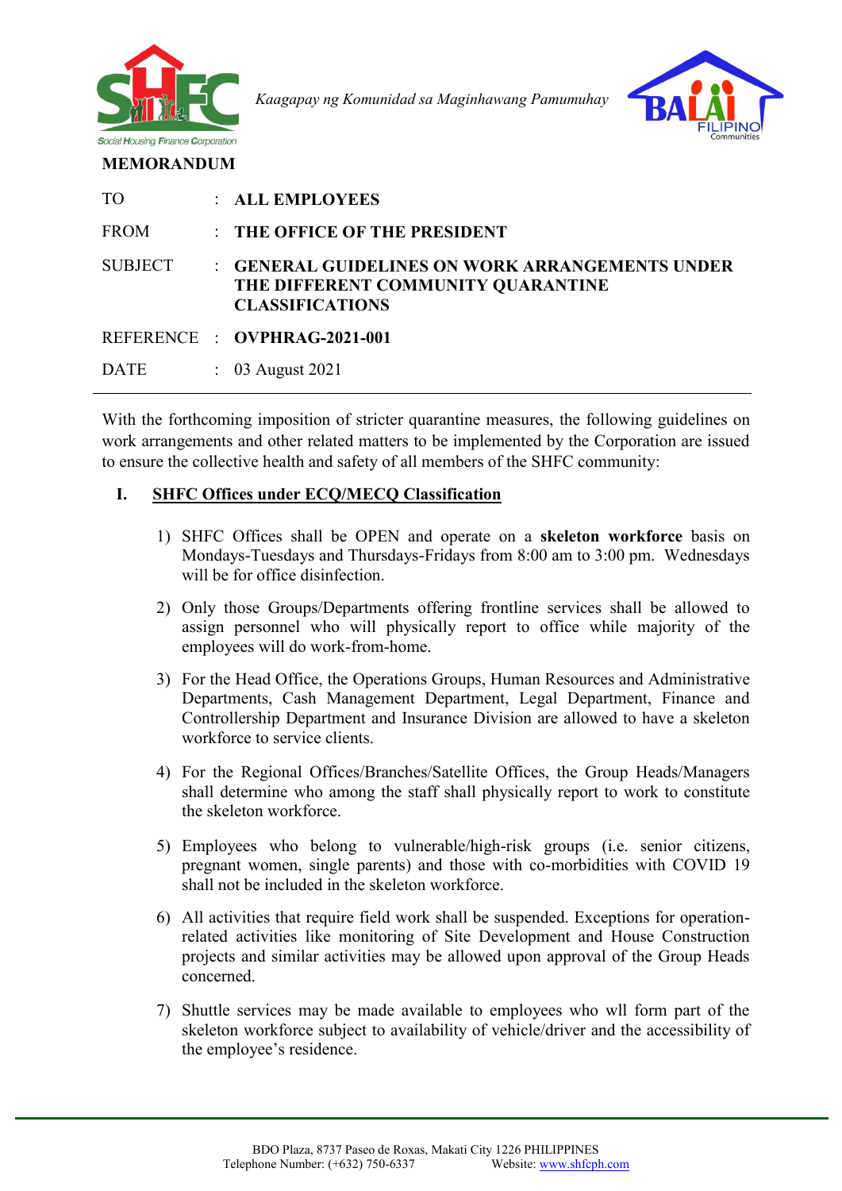*Kaagapay ng Komunidad sa Maginhawang Pamumuhay*

**MEMORANDUM**

| | | |
|---|---|---|
| TO | : | **ALL EMPLOYEES** |
| FROM | : | **THE OFFICE OF THE PRESIDENT** |
| SUBJECT | : | **GENERAL GUIDELINES ON WORK ARRANGEMENTS UNDER THE DIFFERENT COMMUNITY QUARANTINE CLASSIFICATIONS** |
| REFERENCE | : | **OVPHRAG-2021-001** |
| DATE | : | 03 August 2021 |

With the forthcoming imposition of stricter quarantine measures, the following guidelines on work arrangements and other related matters to be implemented by the Corporation are issued to ensure the collective health and safety of all members of the SHFC community:

## I. SHFC Offices under ECQ/MECQ Classification

1) SHFC Offices shall be OPEN and operate on a **skeleton workforce** basis on Mondays-Tuesdays and Thursdays-Fridays from 8:00 am to 3:00 pm. Wednesdays will be for office disinfection.

2) Only those Groups/Departments offering frontline services shall be allowed to assign personnel who will physically report to office while majority of the employees will do work-from-home.

3) For the Head Office, the Operations Groups, Human Resources and Administrative Departments, Cash Management Department, Legal Department, Finance and Controllership Department and Insurance Division are allowed to have a skeleton workforce to service clients.

4) For the Regional Offices/Branches/Satellite Offices, the Group Heads/Managers shall determine who among the staff shall physically report to work to constitute the skeleton workforce.

5) Employees who belong to vulnerable/high-risk groups (i.e. senior citizens, pregnant women, single parents) and those with co-morbidities with COVID 19 shall not be included in the skeleton workforce.

6) All activities that require field work shall be suspended. Exceptions for operation-related activities like monitoring of Site Development and House Construction projects and similar activities may be allowed upon approval of the Group Heads concerned.

7) Shuttle services may be made available to employees who wll form part of the skeleton workforce subject to availability of vehicle/driver and the accessibility of the employee's residence.

BDO Plaza, 8737 Paseo de Roxas, Makati City 1226 PHILIPPINES
Telephone Number: (+632) 750-6337 Website: www.shfcph.com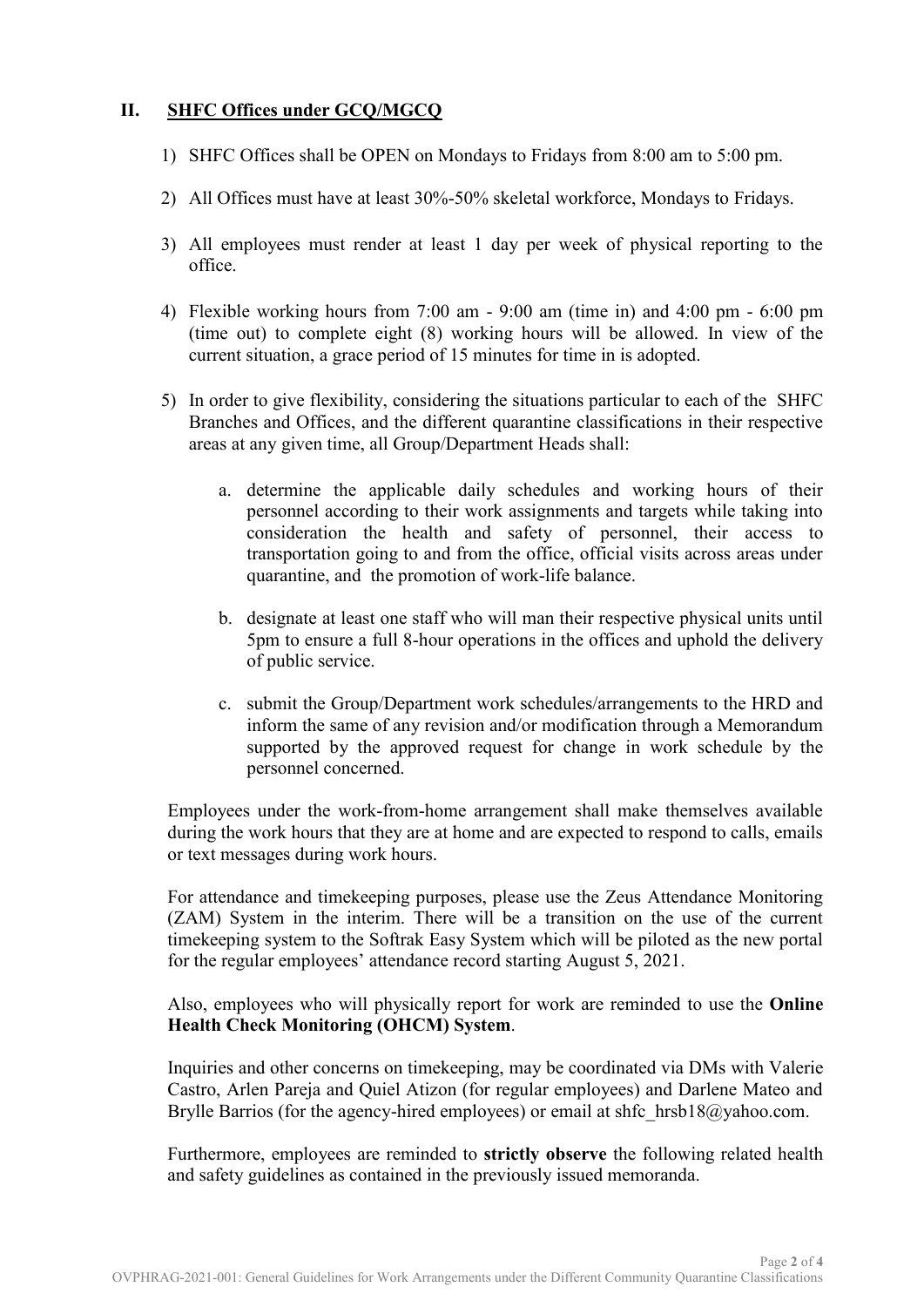## II. SHFC Offices under GCQ/MGCQ

1) SHFC Offices shall be OPEN on Mondays to Fridays from 8:00 am to 5:00 pm.

2) All Offices must have at least 30%-50% skeletal workforce, Mondays to Fridays.

3) All employees must render at least 1 day per week of physical reporting to the office.

4) Flexible working hours from 7:00 am - 9:00 am (time in) and 4:00 pm - 6:00 pm (time out) to complete eight (8) working hours will be allowed. In view of the current situation, a grace period of 15 minutes for time in is adopted.

5) In order to give flexibility, considering the situations particular to each of the SHFC Branches and Offices, and the different quarantine classifications in their respective areas at any given time, all Group/Department Heads shall:

   a. determine the applicable daily schedules and working hours of their personnel according to their work assignments and targets while taking into consideration the health and safety of personnel, their access to transportation going to and from the office, official visits across areas under quarantine, and the promotion of work-life balance.

   b. designate at least one staff who will man their respective physical units until 5pm to ensure a full 8-hour operations in the offices and uphold the delivery of public service.

   c. submit the Group/Department work schedules/arrangements to the HRD and inform the same of any revision and/or modification through a Memorandum supported by the approved request for change in work schedule by the personnel concerned.

Employees under the work-from-home arrangement shall make themselves available during the work hours that they are at home and are expected to respond to calls, emails or text messages during work hours.

For attendance and timekeeping purposes, please use the Zeus Attendance Monitoring (ZAM) System in the interim. There will be a transition on the use of the current timekeeping system to the Softrak Easy System which will be piloted as the new portal for the regular employees' attendance record starting August 5, 2021.

Also, employees who will physically report for work are reminded to use the **Online Health Check Monitoring (OHCM) System**.

Inquiries and other concerns on timekeeping, may be coordinated via DMs with Valerie Castro, Arlen Pareja and Quiel Atizon (for regular employees) and Darlene Mateo and Brylle Barrios (for the agency-hired employees) or email at shfc_hrsb18@yahoo.com.

Furthermore, employees are reminded to **strictly observe** the following related health and safety guidelines as contained in the previously issued memoranda.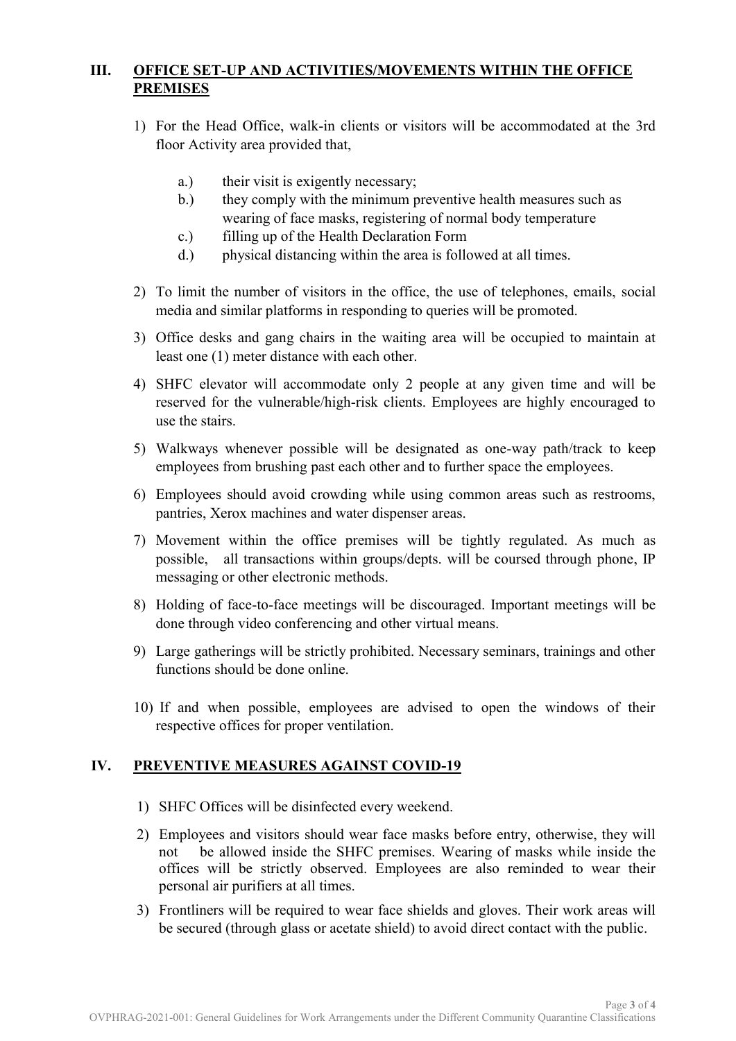## III. OFFICE SET-UP AND ACTIVITIES/MOVEMENTS WITHIN THE OFFICE PREMISES

1) For the Head Office, walk-in clients or visitors will be accommodated at the 3rd floor Activity area provided that,

    a.) their visit is exigently necessary;

    b.) they comply with the minimum preventive health measures such as wearing of face masks, registering of normal body temperature

    c.) filling up of the Health Declaration Form

    d.) physical distancing within the area is followed at all times.

2) To limit the number of visitors in the office, the use of telephones, emails, social media and similar platforms in responding to queries will be promoted.

3) Office desks and gang chairs in the waiting area will be occupied to maintain at least one (1) meter distance with each other.

4) SHFC elevator will accommodate only 2 people at any given time and will be reserved for the vulnerable/high-risk clients. Employees are highly encouraged to use the stairs.

5) Walkways whenever possible will be designated as one-way path/track to keep employees from brushing past each other and to further space the employees.

6) Employees should avoid crowding while using common areas such as restrooms, pantries, Xerox machines and water dispenser areas.

7) Movement within the office premises will be tightly regulated. As much as possible, all transactions within groups/depts. will be coursed through phone, IP messaging or other electronic methods.

8) Holding of face-to-face meetings will be discouraged. Important meetings will be done through video conferencing and other virtual means.

9) Large gatherings will be strictly prohibited. Necessary seminars, trainings and other functions should be done online.

10) If and when possible, employees are advised to open the windows of their respective offices for proper ventilation.

## IV. PREVENTIVE MEASURES AGAINST COVID-19

1) SHFC Offices will be disinfected every weekend.

2) Employees and visitors should wear face masks before entry, otherwise, they will not be allowed inside the SHFC premises. Wearing of masks while inside the offices will be strictly observed. Employees are also reminded to wear their personal air purifiers at all times.

3) Frontliners will be required to wear face shields and gloves. Their work areas will be secured (through glass or acetate shield) to avoid direct contact with the public.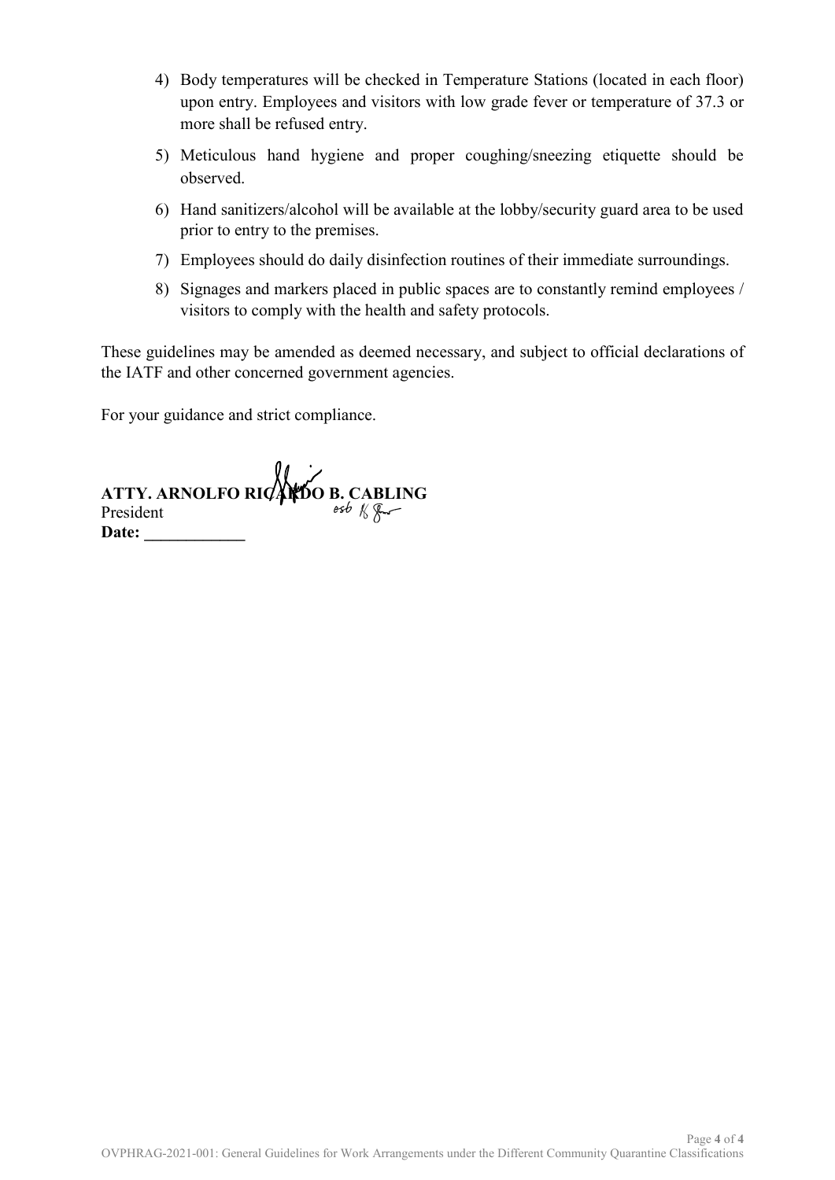4) Body temperatures will be checked in Temperature Stations (located in each floor) upon entry. Employees and visitors with low grade fever or temperature of 37.3 or more shall be refused entry.

5) Meticulous hand hygiene and proper coughing/sneezing etiquette should be observed.

6) Hand sanitizers/alcohol will be available at the lobby/security guard area to be used prior to entry to the premises.

7) Employees should do daily disinfection routines of their immediate surroundings.

8) Signages and markers placed in public spaces are to constantly remind employees / visitors to comply with the health and safety protocols.

These guidelines may be amended as deemed necessary, and subject to official declarations of the IATF and other concerned government agencies.

For your guidance and strict compliance.

**ATTY. ARNOLFO RICARDO B. CABLING**
President
**Date: ____________**